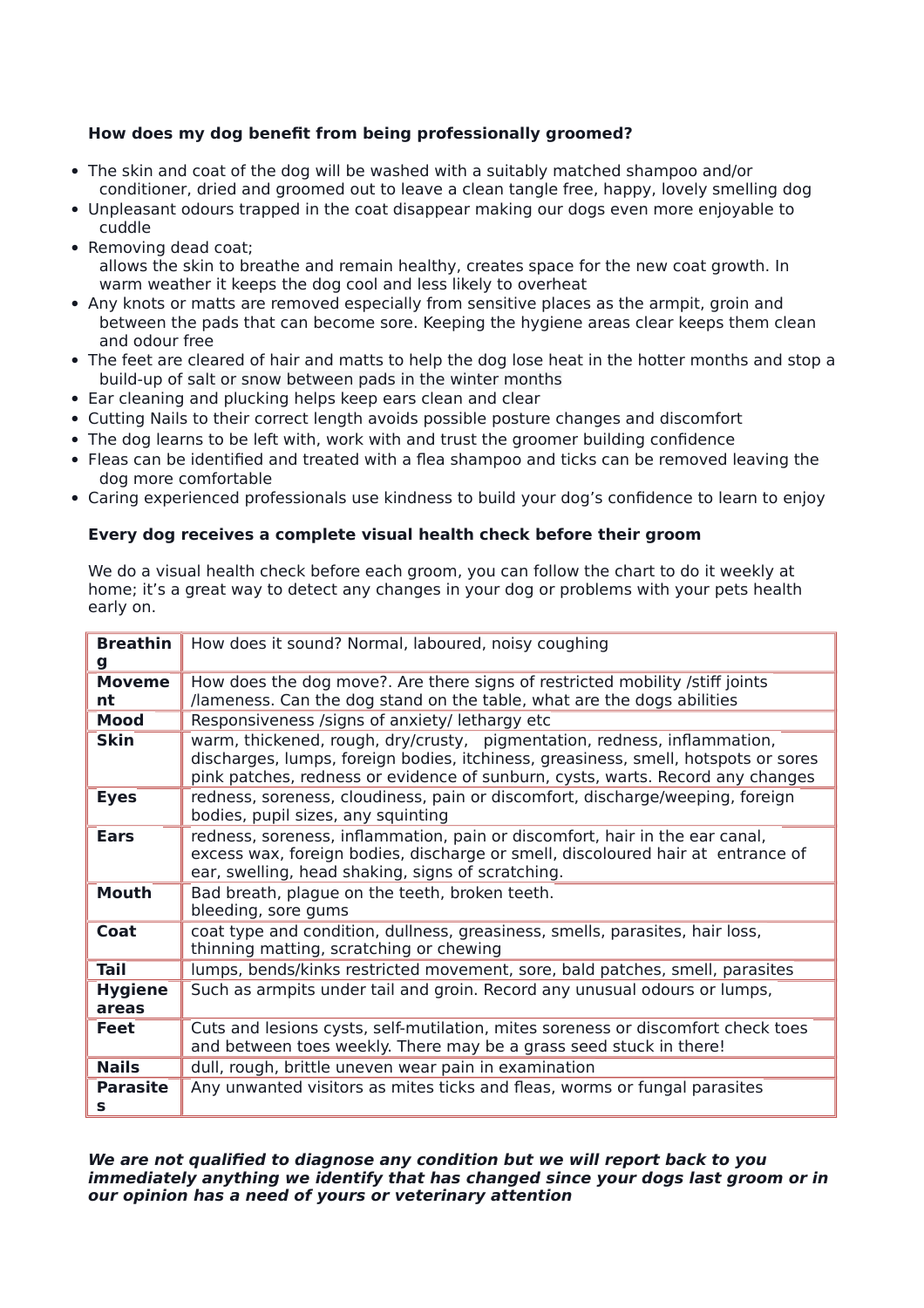**How does my dog benefit from being professionally groomed?**

- The skin and coat of the dog will be washed with a suitably matched shampoo and/or conditioner, dried and groomed out to leave a clean tangle free, happy, lovely smelling dog
- Unpleasant odours trapped in the coat disappear making our dogs even more enjoyable to cuddle
- Removing dead coat;
  allows the skin to breathe and remain healthy, creates space for the new coat growth. In warm weather it keeps the dog cool and less likely to overheat
- Any knots or matts are removed especially from sensitive places as the armpit, groin and between the pads that can become sore. Keeping the hygiene areas clear keeps them clean and odour free
- The feet are cleared of hair and matts to help the dog lose heat in the hotter months and stop a build-up of salt or snow between pads in the winter months
- Ear cleaning and plucking helps keep ears clean and clear
- Cutting Nails to their correct length avoids possible posture changes and discomfort
- The dog learns to be left with, work with and trust the groomer building confidence
- Fleas can be identified and treated with a flea shampoo and ticks can be removed leaving the dog more comfortable
- Caring experienced professionals use kindness to build your dog's confidence to learn to enjoy

**Every dog receives a complete visual health check before their groom**

We do a visual health check before each groom, you can follow the chart to do it weekly at home; it's a great way to detect any changes in your dog or problems with your pets health early on.

| | |
|---|---|
| **Breathing** | How does it sound? Normal, laboured, noisy coughing |
| **Movement** | How does the dog move?. Are there signs of restricted mobility /stiff joints /lameness. Can the dog stand on the table, what are the dogs abilities |
| **Mood** | Responsiveness /signs of anxiety/ lethargy etc |
| **Skin** | warm, thickened, rough, dry/crusty, pigmentation, redness, inflammation, discharges, lumps, foreign bodies, itchiness, greasiness, smell, hotspots or sores pink patches, redness or evidence of sunburn, cysts, warts. Record any changes |
| **Eyes** | redness, soreness, cloudiness, pain or discomfort, discharge/weeping, foreign bodies, pupil sizes, any squinting |
| **Ears** | redness, soreness, inflammation, pain or discomfort, hair in the ear canal, excess wax, foreign bodies, discharge or smell, discoloured hair at entrance of ear, swelling, head shaking, signs of scratching. |
| **Mouth** | Bad breath, plague on the teeth, broken teeth. bleeding, sore gums |
| **Coat** | coat type and condition, dullness, greasiness, smells, parasites, hair loss, thinning matting, scratching or chewing |
| **Tail** | lumps, bends/kinks restricted movement, sore, bald patches, smell, parasites |
| **Hygiene areas** | Such as armpits under tail and groin. Record any unusual odours or lumps, |
| **Feet** | Cuts and lesions cysts, self-mutilation, mites soreness or discomfort check toes and between toes weekly. There may be a grass seed stuck in there! |
| **Nails** | dull, rough, brittle uneven wear pain in examination |
| **Parasites** | Any unwanted visitors as mites ticks and fleas, worms or fungal parasites |

***We are not qualified to diagnose any condition but we will report back to you immediately anything we identify that has changed since your dogs last groom or in our opinion has a need of yours or veterinary attention***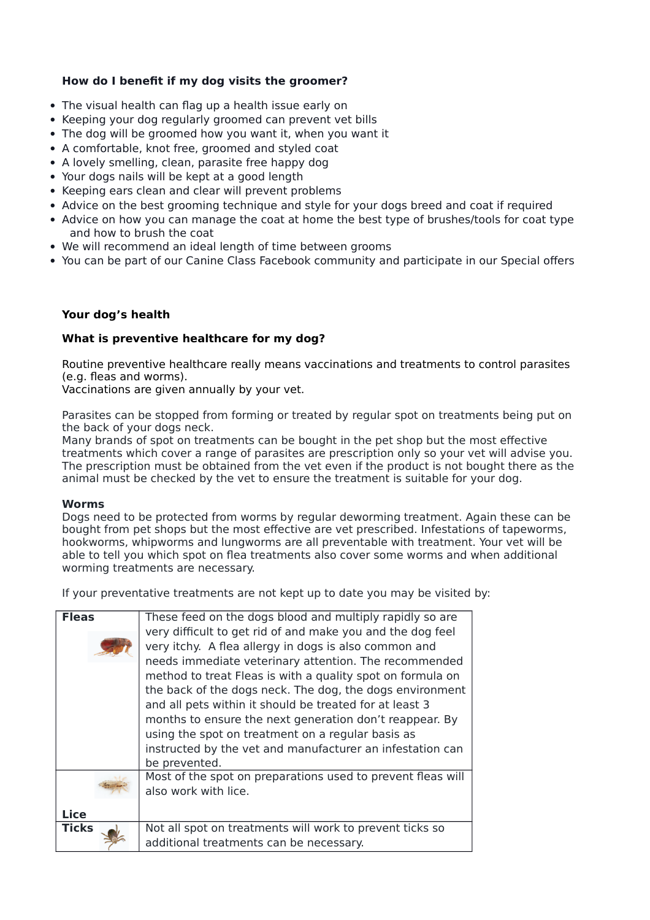**How do I benefit if my dog visits the groomer?**

- The visual health can flag up a health issue early on
- Keeping your dog regularly groomed can prevent vet bills
- The dog will be groomed how you want it, when you want it
- A comfortable, knot free, groomed and styled coat
- A lovely smelling, clean, parasite free happy dog
- Your dogs nails will be kept at a good length
- Keeping ears clean and clear will prevent problems
- Advice on the best grooming technique and style for your dogs breed and coat if required
- Advice on how you can manage the coat at home the best type of brushes/tools for coat type and how to brush the coat
- We will recommend an ideal length of time between grooms
- You can be part of our Canine Class Facebook community and participate in our Special offers

**Your dog's health**

**What is preventive healthcare for my dog?**

Routine preventive healthcare really means vaccinations and treatments to control parasites (e.g. fleas and worms).
Vaccinations are given annually by your vet.

Parasites can be stopped from forming or treated by regular spot on treatments being put on the back of your dogs neck.
Many brands of spot on treatments can be bought in the pet shop but the most effective treatments which cover a range of parasites are prescription only so your vet will advise you. The prescription must be obtained from the vet even if the product is not bought there as the animal must be checked by the vet to ensure the treatment is suitable for your dog.

**Worms**
Dogs need to be protected from worms by regular deworming treatment. Again these can be bought from pet shops but the most effective are vet prescribed. Infestations of tapeworms, hookworms, whipworms and lungworms are all preventable with treatment. Your vet will be able to tell you which spot on flea treatments also cover some worms and when additional worming treatments are necessary.

If your preventative treatments are not kept up to date you may be visited by:

| | |
|---|---|
| **Fleas** | These feed on the dogs blood and multiply rapidly so are very difficult to get rid of and make you and the dog feel very itchy. A flea allergy in dogs is also common and needs immediate veterinary attention. The recommended method to treat Fleas is with a quality spot on formula on the back of the dogs neck. The dog, the dogs environment and all pets within it should be treated for at least 3 months to ensure the next generation don't reappear. By using the spot on treatment on a regular basis as instructed by the vet and manufacturer an infestation can be prevented. |
| **Lice** | Most of the spot on preparations used to prevent fleas will also work with lice. |
| **Ticks** | Not all spot on treatments will work to prevent ticks so additional treatments can be necessary. |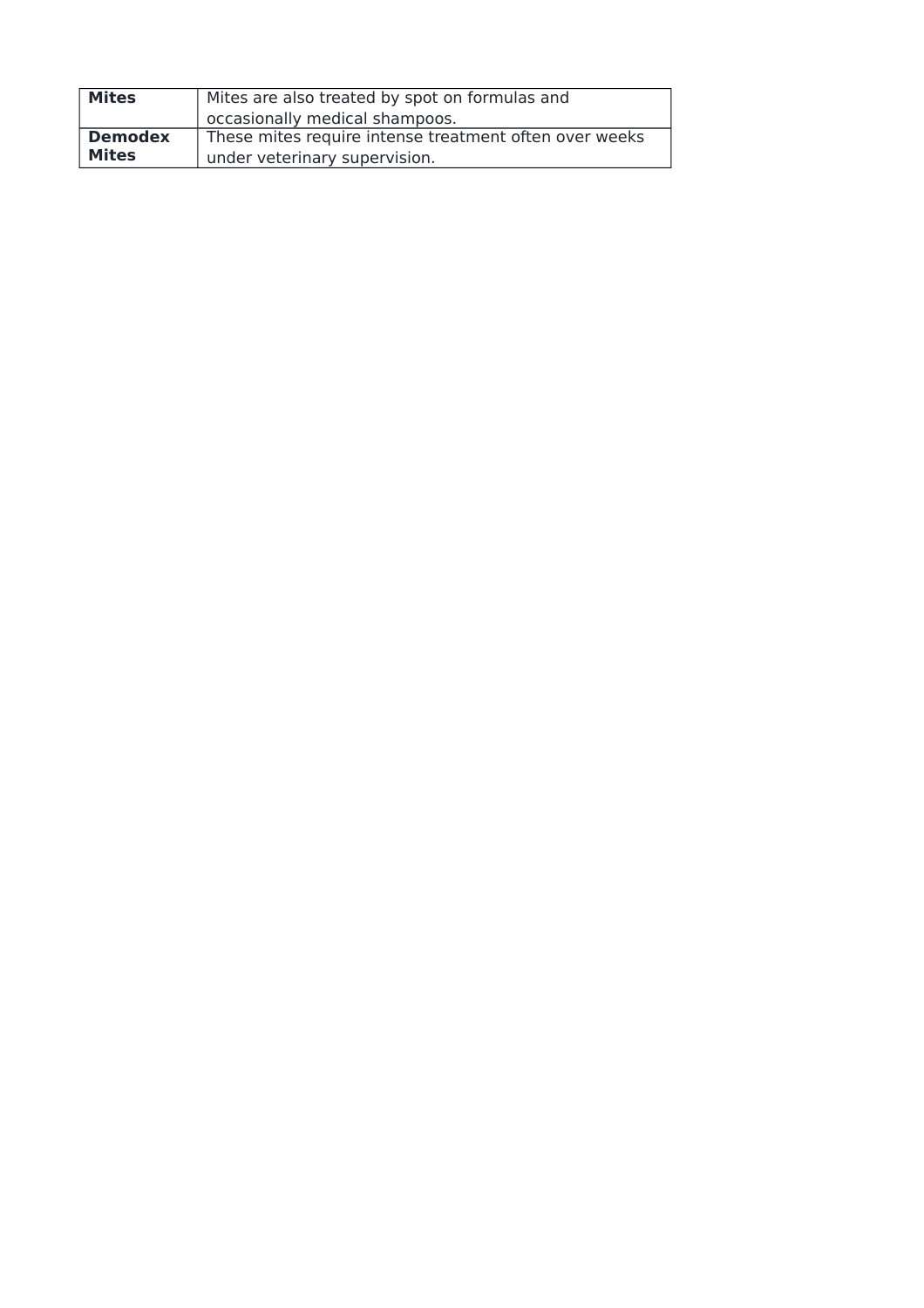| | |
|---|---|
| **Mites** | Mites are also treated by spot on formulas and occasionally medical shampoos. |
| **Demodex Mites** | These mites require intense treatment often over weeks under veterinary supervision. |